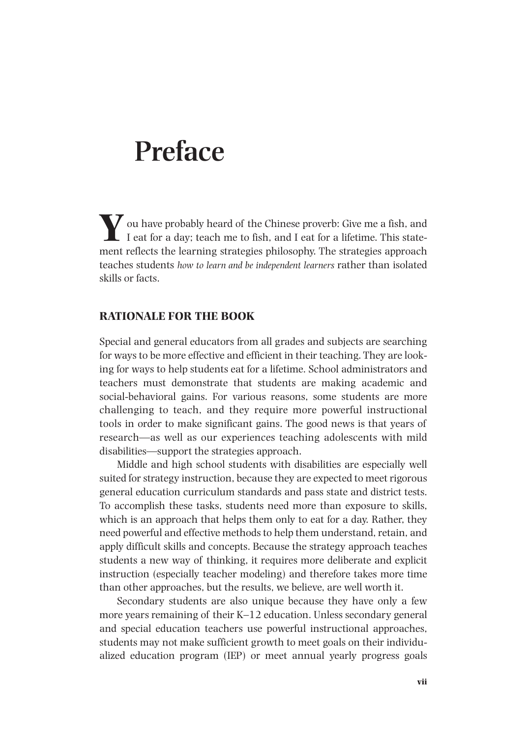# Preface

You have probably heard of the Chinese proverb: Give me a fish, and I eat for a day; teach me to fish, and I eat for a lifetime. This statement reflects the learning strategies philosophy. The strategies approach teaches students *how to learn and be independent learners* rather than isolated skills or facts.

## RATIONALE FOR THE BOOK

Special and general educators from all grades and subjects are searching for ways to be more effective and efficient in their teaching. They are looking for ways to help students eat for a lifetime. School administrators and teachers must demonstrate that students are making academic and social-behavioral gains. For various reasons, some students are more challenging to teach, and they require more powerful instructional tools in order to make significant gains. The good news is that years of research—as well as our experiences teaching adolescents with mild disabilities—support the strategies approach.

Middle and high school students with disabilities are especially well suited for strategy instruction, because they are expected to meet rigorous general education curriculum standards and pass state and district tests. To accomplish these tasks, students need more than exposure to skills, which is an approach that helps them only to eat for a day. Rather, they need powerful and effective methods to help them understand, retain, and apply difficult skills and concepts. Because the strategy approach teaches students a new way of thinking, it requires more deliberate and explicit instruction (especially teacher modeling) and therefore takes more time than other approaches, but the results, we believe, are well worth it.

Secondary students are also unique because they have only a few more years remaining of their K–12 education. Unless secondary general and special education teachers use powerful instructional approaches, students may not make sufficient growth to meet goals on their individualized education program (IEP) or meet annual yearly progress goals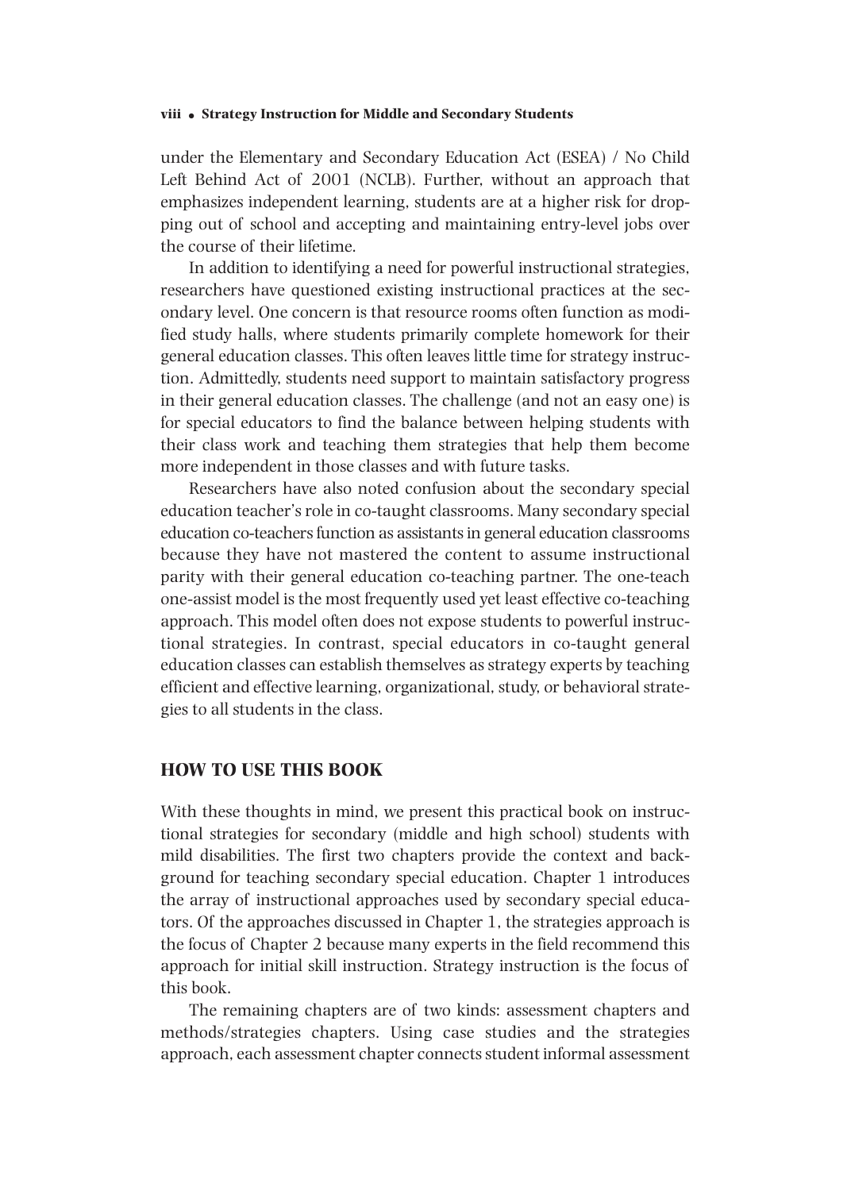under the Elementary and Secondary Education Act (ESEA) / No Child Left Behind Act of 2001 (NCLB). Further, without an approach that emphasizes independent learning, students are at a higher risk for dropping out of school and accepting and maintaining entry-level jobs over the course of their lifetime.

In addition to identifying a need for powerful instructional strategies, researchers have questioned existing instructional practices at the secondary level. One concern is that resource rooms often function as modified study halls, where students primarily complete homework for their general education classes. This often leaves little time for strategy instruction. Admittedly, students need support to maintain satisfactory progress in their general education classes. The challenge (and not an easy one) is for special educators to find the balance between helping students with their class work and teaching them strategies that help them become more independent in those classes and with future tasks.

Researchers have also noted confusion about the secondary special education teacher's role in co-taught classrooms. Many secondary special education co-teachers function as assistants in general education classrooms because they have not mastered the content to assume instructional parity with their general education co-teaching partner. The one-teach one-assist model is the most frequently used yet least effective co-teaching approach. This model often does not expose students to powerful instructional strategies. In contrast, special educators in co-taught general education classes can establish themselves as strategy experts by teaching efficient and effective learning, organizational, study, or behavioral strategies to all students in the class.

## HOW TO USE THIS BOOK

With these thoughts in mind, we present this practical book on instructional strategies for secondary (middle and high school) students with mild disabilities. The first two chapters provide the context and background for teaching secondary special education. Chapter 1 introduces the array of instructional approaches used by secondary special educators. Of the approaches discussed in Chapter 1, the strategies approach is the focus of Chapter 2 because many experts in the field recommend this approach for initial skill instruction. Strategy instruction is the focus of this book.

The remaining chapters are of two kinds: assessment chapters and methods/strategies chapters. Using case studies and the strategies approach, each assessment chapter connects student informal assessment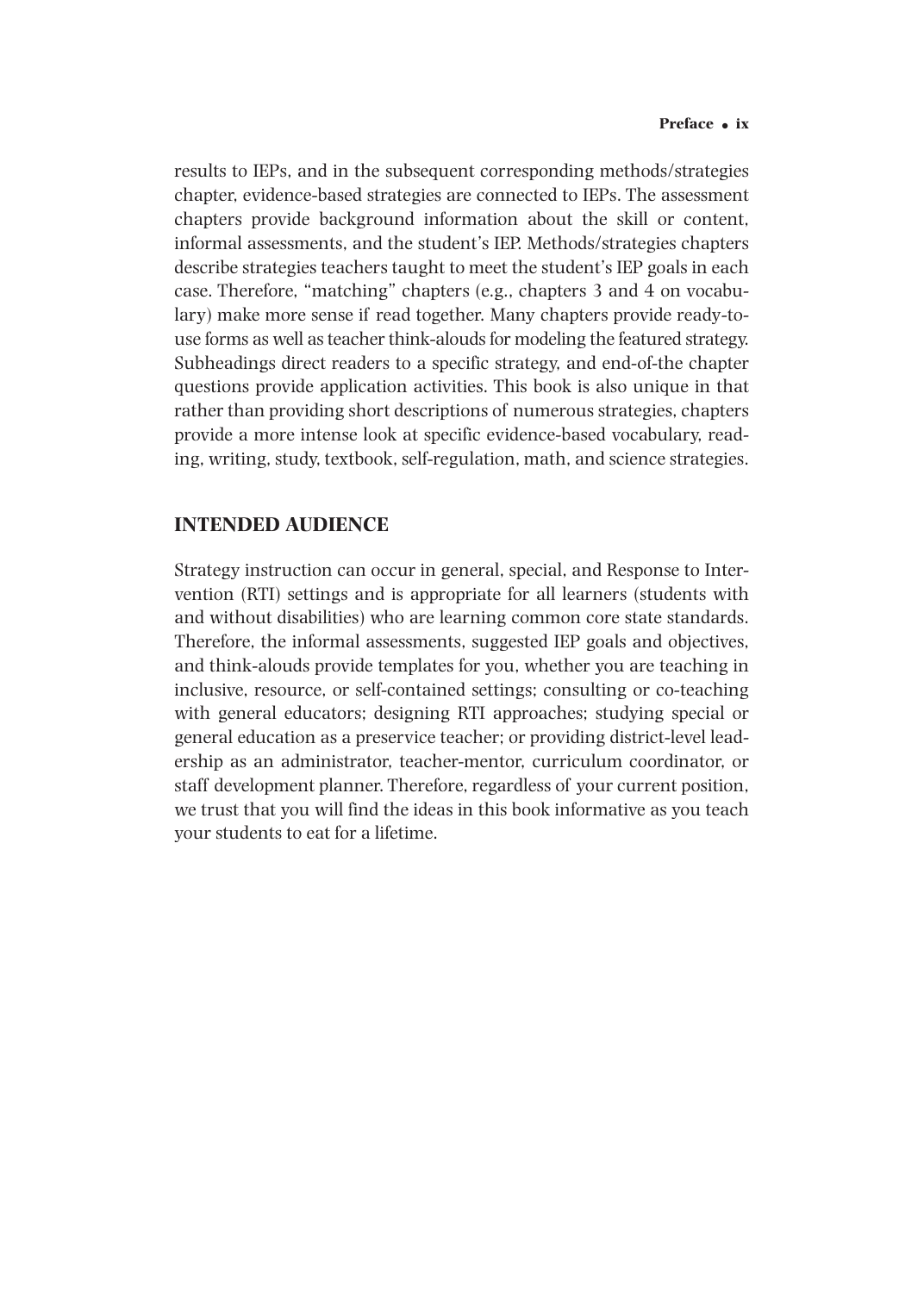results to IEPs, and in the subsequent corresponding methods/strategies chapter, evidence-based strategies are connected to IEPs. The assessment chapters provide background information about the skill or content, informal assessments, and the student's IEP. Methods/strategies chapters describe strategies teachers taught to meet the student's IEP goals in each case. Therefore, "matching" chapters (e.g., chapters 3 and 4 on vocabulary) make more sense if read together. Many chapters provide ready-to-use forms as well as teacher think-alouds for modeling the featured strategy. Subheadings direct readers to a specific strategy, and end-of-the chapter questions provide application activities. This book is also unique in that rather than providing short descriptions of numerous strategies, chapters provide a more intense look at specific evidence-based vocabulary, reading, writing, study, textbook, self-regulation, math, and science strategies.

## INTENDED AUDIENCE

Strategy instruction can occur in general, special, and Response to Intervention (RTI) settings and is appropriate for all learners (students with and without disabilities) who are learning common core state standards. Therefore, the informal assessments, suggested IEP goals and objectives, and think-alouds provide templates for you, whether you are teaching in inclusive, resource, or self-contained settings; consulting or co-teaching with general educators; designing RTI approaches; studying special or general education as a preservice teacher; or providing district-level leadership as an administrator, teacher-mentor, curriculum coordinator, or staff development planner. Therefore, regardless of your current position, we trust that you will find the ideas in this book informative as you teach your students to eat for a lifetime.